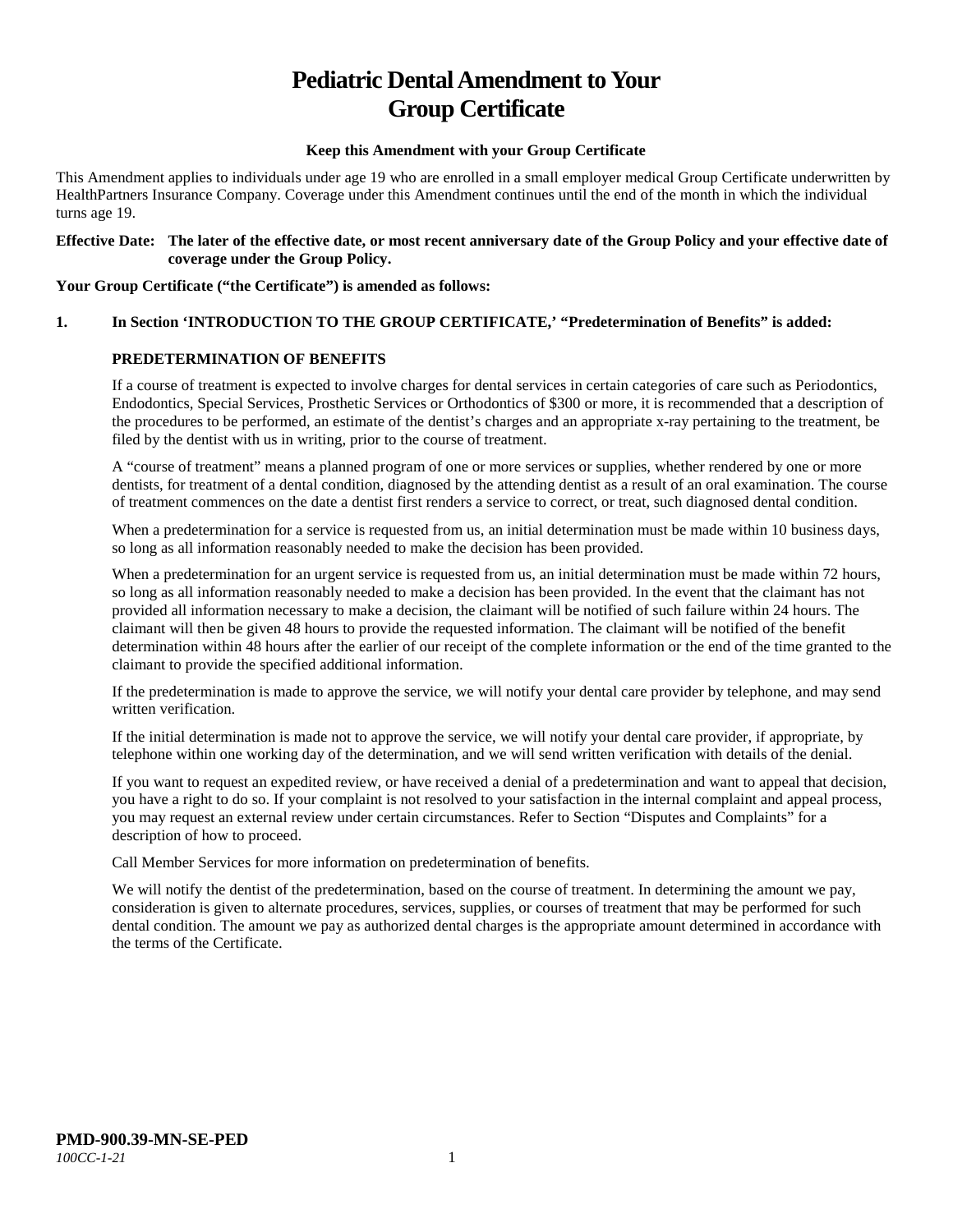# Pediatric Dental Amendment to Your Group Certificate

**Keep this Amendment with your Group Certificate**

This Amendment applies to individuals under age 19 who are enrolled in a small employer medical Group Certificate underwritten by HealthPartners Insurance Company. Coverage under this Amendment continues until the end of the month in which the individual turns age 19.

**Effective Date: The later of the effective date, or most recent anniversary date of the Group Policy and your effective date of coverage under the Group Policy.**

**Your Group Certificate ("the Certificate") is amended as follows:**

**1. In Section 'INTRODUCTION TO THE GROUP CERTIFICATE,' "Predetermination of Benefits" is added:**

**PREDETERMINATION OF BENEFITS**

If a course of treatment is expected to involve charges for dental services in certain categories of care such as Periodontics, Endodontics, Special Services, Prosthetic Services or Orthodontics of $300 or more, it is recommended that a description of the procedures to be performed, an estimate of the dentist's charges and an appropriate x-ray pertaining to the treatment, be filed by the dentist with us in writing, prior to the course of treatment.

A "course of treatment" means a planned program of one or more services or supplies, whether rendered by one or more dentists, for treatment of a dental condition, diagnosed by the attending dentist as a result of an oral examination. The course of treatment commences on the date a dentist first renders a service to correct, or treat, such diagnosed dental condition.

When a predetermination for a service is requested from us, an initial determination must be made within 10 business days, so long as all information reasonably needed to make the decision has been provided.

When a predetermination for an urgent service is requested from us, an initial determination must be made within 72 hours, so long as all information reasonably needed to make a decision has been provided. In the event that the claimant has not provided all information necessary to make a decision, the claimant will be notified of such failure within 24 hours. The claimant will then be given 48 hours to provide the requested information. The claimant will be notified of the benefit determination within 48 hours after the earlier of our receipt of the complete information or the end of the time granted to the claimant to provide the specified additional information.

If the predetermination is made to approve the service, we will notify your dental care provider by telephone, and may send written verification.

If the initial determination is made not to approve the service, we will notify your dental care provider, if appropriate, by telephone within one working day of the determination, and we will send written verification with details of the denial.

If you want to request an expedited review, or have received a denial of a predetermination and want to appeal that decision, you have a right to do so. If your complaint is not resolved to your satisfaction in the internal complaint and appeal process, you may request an external review under certain circumstances. Refer to Section "Disputes and Complaints" for a description of how to proceed.

Call Member Services for more information on predetermination of benefits.

We will notify the dentist of the predetermination, based on the course of treatment. In determining the amount we pay, consideration is given to alternate procedures, services, supplies, or courses of treatment that may be performed for such dental condition. The amount we pay as authorized dental charges is the appropriate amount determined in accordance with the terms of the Certificate.

**PMD-900.39-MN-SE-PED**
*100CC-1-21*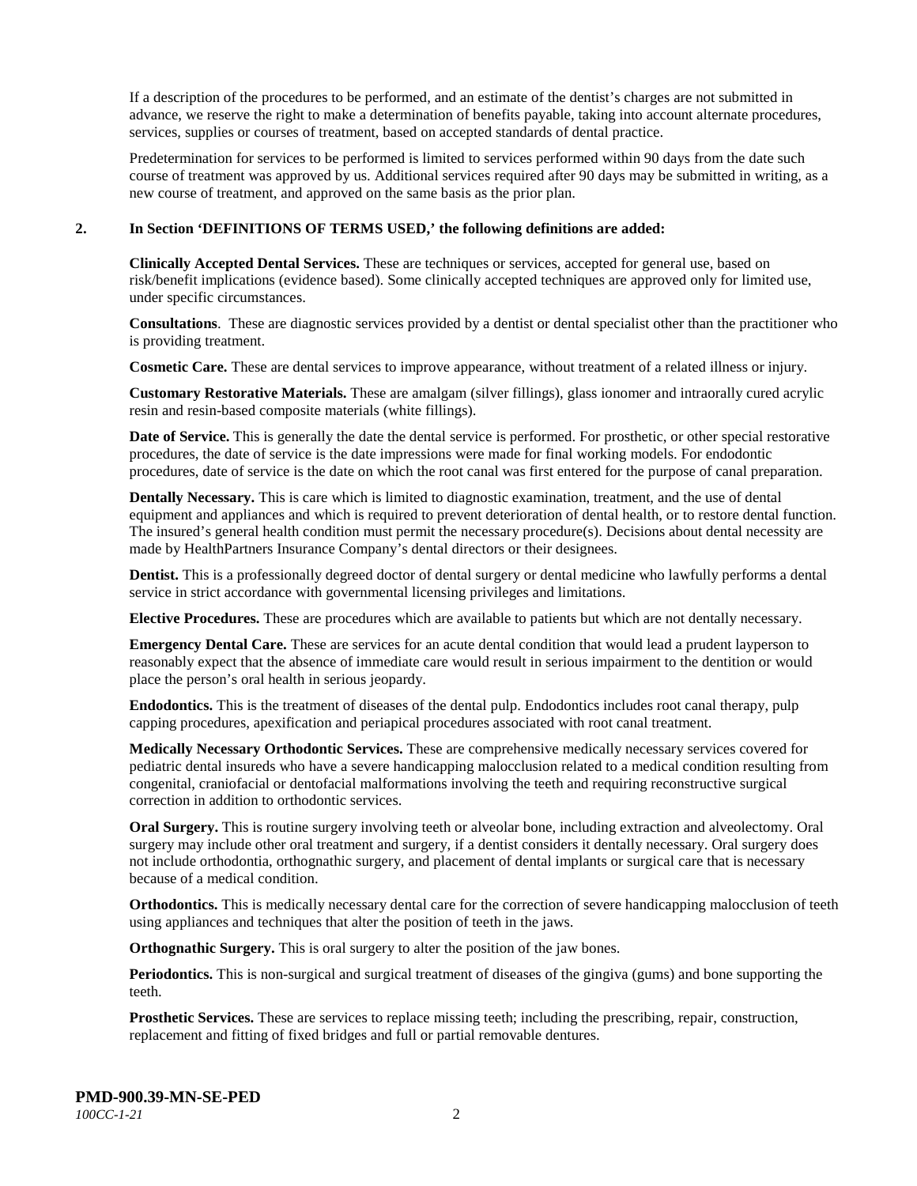If a description of the procedures to be performed, and an estimate of the dentist's charges are not submitted in advance, we reserve the right to make a determination of benefits payable, taking into account alternate procedures, services, supplies or courses of treatment, based on accepted standards of dental practice.

Predetermination for services to be performed is limited to services performed within 90 days from the date such course of treatment was approved by us. Additional services required after 90 days may be submitted in writing, as a new course of treatment, and approved on the same basis as the prior plan.

**2. In Section 'DEFINITIONS OF TERMS USED,' the following definitions are added:**

**Clinically Accepted Dental Services.** These are techniques or services, accepted for general use, based on risk/benefit implications (evidence based). Some clinically accepted techniques are approved only for limited use, under specific circumstances.

**Consultations**. These are diagnostic services provided by a dentist or dental specialist other than the practitioner who is providing treatment.

**Cosmetic Care.** These are dental services to improve appearance, without treatment of a related illness or injury.

**Customary Restorative Materials.** These are amalgam (silver fillings), glass ionomer and intraorally cured acrylic resin and resin-based composite materials (white fillings).

**Date of Service.** This is generally the date the dental service is performed. For prosthetic, or other special restorative procedures, the date of service is the date impressions were made for final working models. For endodontic procedures, date of service is the date on which the root canal was first entered for the purpose of canal preparation.

**Dentally Necessary.** This is care which is limited to diagnostic examination, treatment, and the use of dental equipment and appliances and which is required to prevent deterioration of dental health, or to restore dental function. The insured's general health condition must permit the necessary procedure(s). Decisions about dental necessity are made by HealthPartners Insurance Company's dental directors or their designees.

**Dentist.** This is a professionally degreed doctor of dental surgery or dental medicine who lawfully performs a dental service in strict accordance with governmental licensing privileges and limitations.

**Elective Procedures.** These are procedures which are available to patients but which are not dentally necessary.

**Emergency Dental Care.** These are services for an acute dental condition that would lead a prudent layperson to reasonably expect that the absence of immediate care would result in serious impairment to the dentition or would place the person's oral health in serious jeopardy.

**Endodontics.** This is the treatment of diseases of the dental pulp. Endodontics includes root canal therapy, pulp capping procedures, apexification and periapical procedures associated with root canal treatment.

**Medically Necessary Orthodontic Services.** These are comprehensive medically necessary services covered for pediatric dental insureds who have a severe handicapping malocclusion related to a medical condition resulting from congenital, craniofacial or dentofacial malformations involving the teeth and requiring reconstructive surgical correction in addition to orthodontic services.

**Oral Surgery.** This is routine surgery involving teeth or alveolar bone, including extraction and alveolectomy. Oral surgery may include other oral treatment and surgery, if a dentist considers it dentally necessary. Oral surgery does not include orthodontia, orthognathic surgery, and placement of dental implants or surgical care that is necessary because of a medical condition.

**Orthodontics.** This is medically necessary dental care for the correction of severe handicapping malocclusion of teeth using appliances and techniques that alter the position of teeth in the jaws.

**Orthognathic Surgery.** This is oral surgery to alter the position of the jaw bones.

**Periodontics.** This is non-surgical and surgical treatment of diseases of the gingiva (gums) and bone supporting the teeth.

**Prosthetic Services.** These are services to replace missing teeth; including the prescribing, repair, construction, replacement and fitting of fixed bridges and full or partial removable dentures.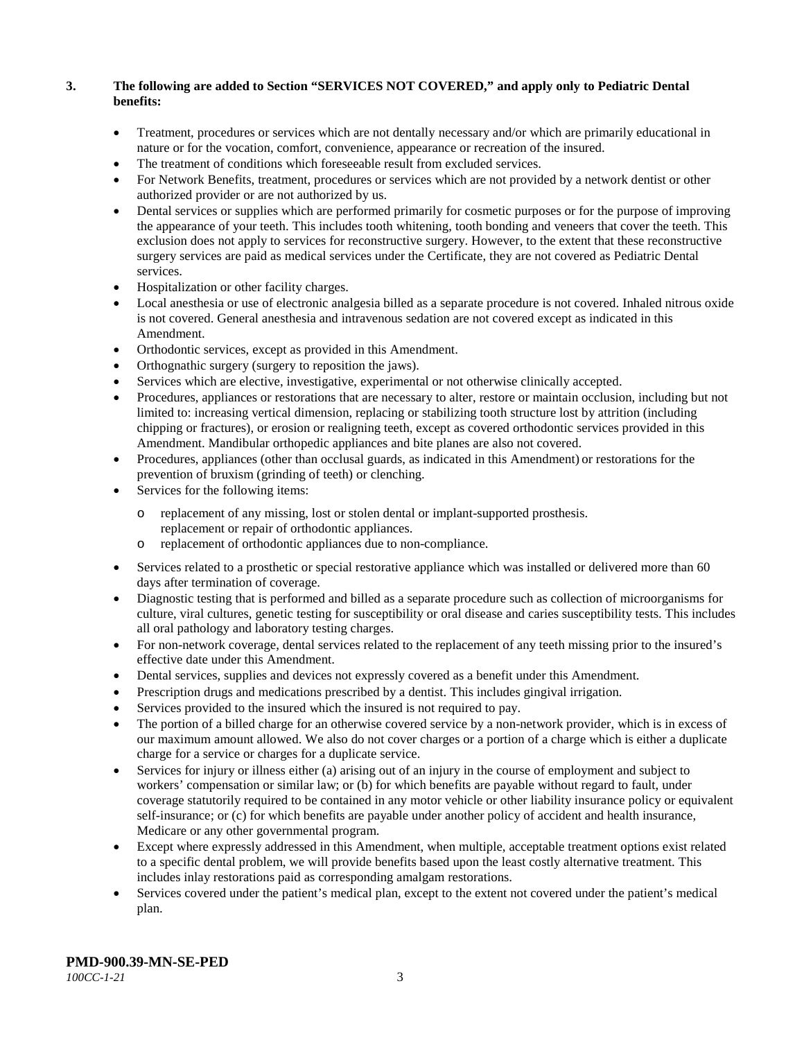**3. The following are added to Section "SERVICES NOT COVERED," and apply only to Pediatric Dental benefits:**

- Treatment, procedures or services which are not dentally necessary and/or which are primarily educational in nature or for the vocation, comfort, convenience, appearance or recreation of the insured.
- The treatment of conditions which foreseeable result from excluded services.
- For Network Benefits, treatment, procedures or services which are not provided by a network dentist or other authorized provider or are not authorized by us.
- Dental services or supplies which are performed primarily for cosmetic purposes or for the purpose of improving the appearance of your teeth. This includes tooth whitening, tooth bonding and veneers that cover the teeth. This exclusion does not apply to services for reconstructive surgery. However, to the extent that these reconstructive surgery services are paid as medical services under the Certificate, they are not covered as Pediatric Dental services.
- Hospitalization or other facility charges.
- Local anesthesia or use of electronic analgesia billed as a separate procedure is not covered. Inhaled nitrous oxide is not covered. General anesthesia and intravenous sedation are not covered except as indicated in this Amendment.
- Orthodontic services, except as provided in this Amendment.
- Orthognathic surgery (surgery to reposition the jaws).
- Services which are elective, investigative, experimental or not otherwise clinically accepted.
- Procedures, appliances or restorations that are necessary to alter, restore or maintain occlusion, including but not limited to: increasing vertical dimension, replacing or stabilizing tooth structure lost by attrition (including chipping or fractures), or erosion or realigning teeth, except as covered orthodontic services provided in this Amendment. Mandibular orthopedic appliances and bite planes are also not covered.
- Procedures, appliances (other than occlusal guards, as indicated in this Amendment) or restorations for the prevention of bruxism (grinding of teeth) or clenching.
- Services for the following items:
  - replacement of any missing, lost or stolen dental or implant-supported prosthesis. replacement or repair of orthodontic appliances.
  - replacement of orthodontic appliances due to non-compliance.
- Services related to a prosthetic or special restorative appliance which was installed or delivered more than 60 days after termination of coverage.
- Diagnostic testing that is performed and billed as a separate procedure such as collection of microorganisms for culture, viral cultures, genetic testing for susceptibility or oral disease and caries susceptibility tests. This includes all oral pathology and laboratory testing charges.
- For non-network coverage, dental services related to the replacement of any teeth missing prior to the insured's effective date under this Amendment.
- Dental services, supplies and devices not expressly covered as a benefit under this Amendment.
- Prescription drugs and medications prescribed by a dentist. This includes gingival irrigation.
- Services provided to the insured which the insured is not required to pay.
- The portion of a billed charge for an otherwise covered service by a non-network provider, which is in excess of our maximum amount allowed. We also do not cover charges or a portion of a charge which is either a duplicate charge for a service or charges for a duplicate service.
- Services for injury or illness either (a) arising out of an injury in the course of employment and subject to workers' compensation or similar law; or (b) for which benefits are payable without regard to fault, under coverage statutorily required to be contained in any motor vehicle or other liability insurance policy or equivalent self-insurance; or (c) for which benefits are payable under another policy of accident and health insurance, Medicare or any other governmental program.
- Except where expressly addressed in this Amendment, when multiple, acceptable treatment options exist related to a specific dental problem, we will provide benefits based upon the least costly alternative treatment. This includes inlay restorations paid as corresponding amalgam restorations.
- Services covered under the patient's medical plan, except to the extent not covered under the patient's medical plan.

**PMD-900.39-MN-SE-PED**
*100CC-1-21*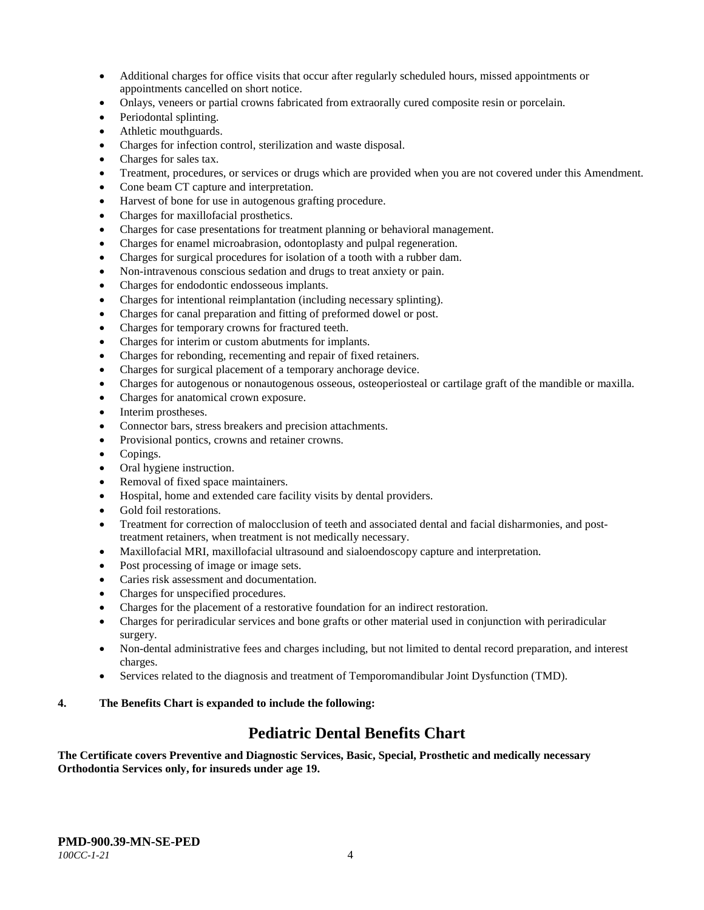- Additional charges for office visits that occur after regularly scheduled hours, missed appointments or appointments cancelled on short notice.
- Onlays, veneers or partial crowns fabricated from extraorally cured composite resin or porcelain.
- Periodontal splinting.
- Athletic mouthguards.
- Charges for infection control, sterilization and waste disposal.
- Charges for sales tax.
- Treatment, procedures, or services or drugs which are provided when you are not covered under this Amendment.
- Cone beam CT capture and interpretation.
- Harvest of bone for use in autogenous grafting procedure.
- Charges for maxillofacial prosthetics.
- Charges for case presentations for treatment planning or behavioral management.
- Charges for enamel microabrasion, odontoplasty and pulpal regeneration.
- Charges for surgical procedures for isolation of a tooth with a rubber dam.
- Non-intravenous conscious sedation and drugs to treat anxiety or pain.
- Charges for endodontic endosseous implants.
- Charges for intentional reimplantation (including necessary splinting).
- Charges for canal preparation and fitting of preformed dowel or post.
- Charges for temporary crowns for fractured teeth.
- Charges for interim or custom abutments for implants.
- Charges for rebonding, recementing and repair of fixed retainers.
- Charges for surgical placement of a temporary anchorage device.
- Charges for autogenous or nonautogenous osseous, osteoperiosteal or cartilage graft of the mandible or maxilla.
- Charges for anatomical crown exposure.
- Interim prostheses.
- Connector bars, stress breakers and precision attachments.
- Provisional pontics, crowns and retainer crowns.
- Copings.
- Oral hygiene instruction.
- Removal of fixed space maintainers.
- Hospital, home and extended care facility visits by dental providers.
- Gold foil restorations.
- Treatment for correction of malocclusion of teeth and associated dental and facial disharmonies, and post-treatment retainers, when treatment is not medically necessary.
- Maxillofacial MRI, maxillofacial ultrasound and sialoendoscopy capture and interpretation.
- Post processing of image or image sets.
- Caries risk assessment and documentation.
- Charges for unspecified procedures.
- Charges for the placement of a restorative foundation for an indirect restoration.
- Charges for periradicular services and bone grafts or other material used in conjunction with periradicular surgery.
- Non-dental administrative fees and charges including, but not limited to dental record preparation, and interest charges.
- Services related to the diagnosis and treatment of Temporomandibular Joint Dysfunction (TMD).

**4. The Benefits Chart is expanded to include the following:**

## Pediatric Dental Benefits Chart

**The Certificate covers Preventive and Diagnostic Services, Basic, Special, Prosthetic and medically necessary Orthodontia Services only, for insureds under age 19.**

**PMD-900.39-MN-SE-PED**
*100CC-1-21*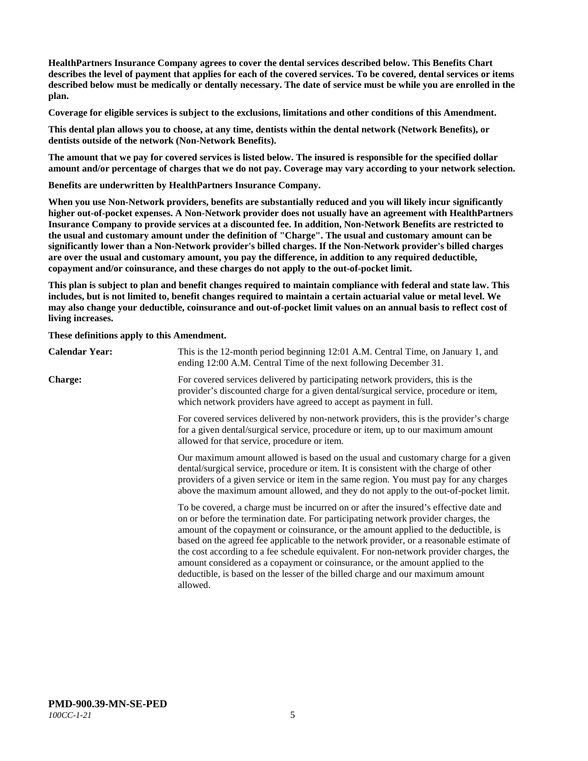**HealthPartners Insurance Company agrees to cover the dental services described below. This Benefits Chart describes the level of payment that applies for each of the covered services. To be covered, dental services or items described below must be medically or dentally necessary. The date of service must be while you are enrolled in the plan.**

**Coverage for eligible services is subject to the exclusions, limitations and other conditions of this Amendment.**

**This dental plan allows you to choose, at any time, dentists within the dental network (Network Benefits), or dentists outside of the network (Non-Network Benefits).**

**The amount that we pay for covered services is listed below. The insured is responsible for the specified dollar amount and/or percentage of charges that we do not pay. Coverage may vary according to your network selection.**

**Benefits are underwritten by HealthPartners Insurance Company.**

**When you use Non-Network providers, benefits are substantially reduced and you will likely incur significantly higher out-of-pocket expenses. A Non-Network provider does not usually have an agreement with HealthPartners Insurance Company to provide services at a discounted fee. In addition, Non-Network Benefits are restricted to the usual and customary amount under the definition of "Charge". The usual and customary amount can be significantly lower than a Non-Network provider's billed charges. If the Non-Network provider's billed charges are over the usual and customary amount, you pay the difference, in addition to any required deductible, copayment and/or coinsurance, and these charges do not apply to the out-of-pocket limit.**

**This plan is subject to plan and benefit changes required to maintain compliance with federal and state law. This includes, but is not limited to, benefit changes required to maintain a certain actuarial value or metal level. We may also change your deductible, coinsurance and out-of-pocket limit values on an annual basis to reflect cost of living increases.**

**These definitions apply to this Amendment.**

**Calendar Year:** This is the 12-month period beginning 12:01 A.M. Central Time, on January 1, and ending 12:00 A.M. Central Time of the next following December 31.

**Charge:** For covered services delivered by participating network providers, this is the provider's discounted charge for a given dental/surgical service, procedure or item, which network providers have agreed to accept as payment in full.

For covered services delivered by non-network providers, this is the provider's charge for a given dental/surgical service, procedure or item, up to our maximum amount allowed for that service, procedure or item.

Our maximum amount allowed is based on the usual and customary charge for a given dental/surgical service, procedure or item. It is consistent with the charge of other providers of a given service or item in the same region. You must pay for any charges above the maximum amount allowed, and they do not apply to the out-of-pocket limit.

To be covered, a charge must be incurred on or after the insured's effective date and on or before the termination date. For participating network provider charges, the amount of the copayment or coinsurance, or the amount applied to the deductible, is based on the agreed fee applicable to the network provider, or a reasonable estimate of the cost according to a fee schedule equivalent. For non-network provider charges, the amount considered as a copayment or coinsurance, or the amount applied to the deductible, is based on the lesser of the billed charge and our maximum amount allowed.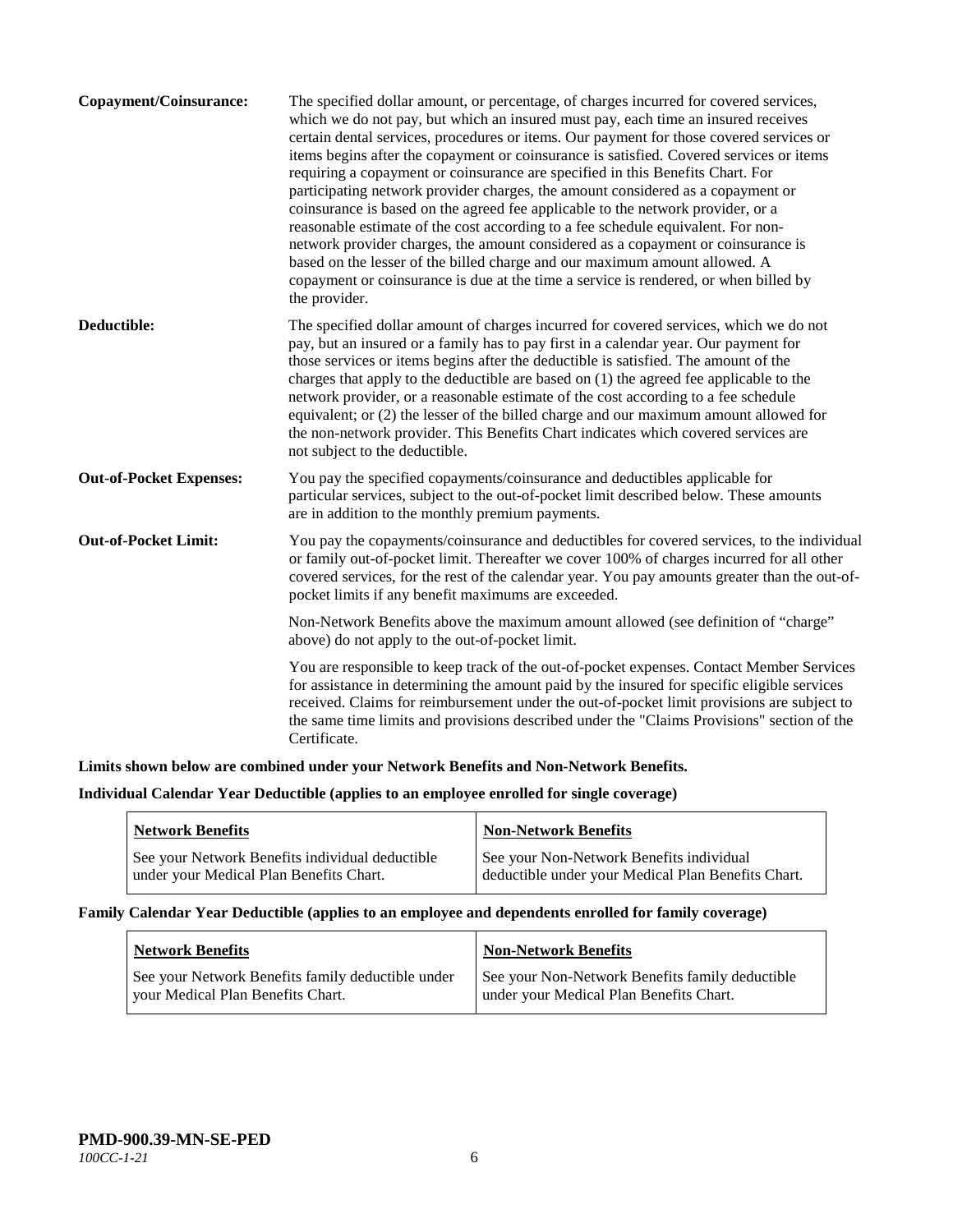**Copayment/Coinsurance:** The specified dollar amount, or percentage, of charges incurred for covered services, which we do not pay, but which an insured must pay, each time an insured receives certain dental services, procedures or items. Our payment for those covered services or items begins after the copayment or coinsurance is satisfied. Covered services or items requiring a copayment or coinsurance are specified in this Benefits Chart. For participating network provider charges, the amount considered as a copayment or coinsurance is based on the agreed fee applicable to the network provider, or a reasonable estimate of the cost according to a fee schedule equivalent. For non-network provider charges, the amount considered as a copayment or coinsurance is based on the lesser of the billed charge and our maximum amount allowed. A copayment or coinsurance is due at the time a service is rendered, or when billed by the provider.

**Deductible:** The specified dollar amount of charges incurred for covered services, which we do not pay, but an insured or a family has to pay first in a calendar year. Our payment for those services or items begins after the deductible is satisfied. The amount of the charges that apply to the deductible are based on (1) the agreed fee applicable to the network provider, or a reasonable estimate of the cost according to a fee schedule equivalent; or (2) the lesser of the billed charge and our maximum amount allowed for the non-network provider. This Benefits Chart indicates which covered services are not subject to the deductible.

**Out-of-Pocket Expenses:** You pay the specified copayments/coinsurance and deductibles applicable for particular services, subject to the out-of-pocket limit described below. These amounts are in addition to the monthly premium payments.

**Out-of-Pocket Limit:** You pay the copayments/coinsurance and deductibles for covered services, to the individual or family out-of-pocket limit. Thereafter we cover 100% of charges incurred for all other covered services, for the rest of the calendar year. You pay amounts greater than the out-of-pocket limits if any benefit maximums are exceeded.

Non-Network Benefits above the maximum amount allowed (see definition of "charge" above) do not apply to the out-of-pocket limit.

You are responsible to keep track of the out-of-pocket expenses. Contact Member Services for assistance in determining the amount paid by the insured for specific eligible services received. Claims for reimbursement under the out-of-pocket limit provisions are subject to the same time limits and provisions described under the "Claims Provisions" section of the Certificate.

**Limits shown below are combined under your Network Benefits and Non-Network Benefits.**

**Individual Calendar Year Deductible (applies to an employee enrolled for single coverage)**

| Network Benefits | Non-Network Benefits |
|---|---|
| See your Network Benefits individual deductible under your Medical Plan Benefits Chart. | See your Non-Network Benefits individual deductible under your Medical Plan Benefits Chart. |

**Family Calendar Year Deductible (applies to an employee and dependents enrolled for family coverage)**

| Network Benefits | Non-Network Benefits |
|---|---|
| See your Network Benefits family deductible under your Medical Plan Benefits Chart. | See your Non-Network Benefits family deductible under your Medical Plan Benefits Chart. |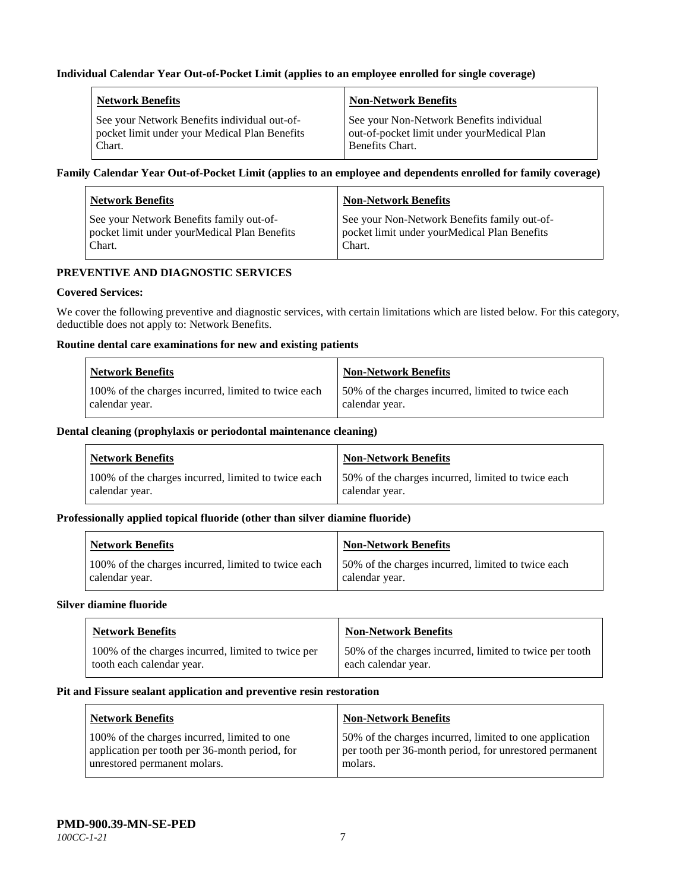**Individual Calendar Year Out-of-Pocket Limit (applies to an employee enrolled for single coverage)**

| Network Benefits | Non-Network Benefits |
|---|---|
| See your Network Benefits individual out-of-pocket limit under your Medical Plan Benefits Chart. | See your Non-Network Benefits individual out-of-pocket limit under yourMedical Plan Benefits Chart. |

**Family Calendar Year Out-of-Pocket Limit (applies to an employee and dependents enrolled for family coverage)**

| Network Benefits | Non-Network Benefits |
|---|---|
| See your Network Benefits family out-of-pocket limit under yourMedical Plan Benefits Chart. | See your Non-Network Benefits family out-of-pocket limit under yourMedical Plan Benefits Chart. |

**PREVENTIVE AND DIAGNOSTIC SERVICES**

**Covered Services:**

We cover the following preventive and diagnostic services, with certain limitations which are listed below. For this category, deductible does not apply to: Network Benefits.

**Routine dental care examinations for new and existing patients**

| Network Benefits | Non-Network Benefits |
|---|---|
| 100% of the charges incurred, limited to twice each calendar year. | 50% of the charges incurred, limited to twice each calendar year. |

**Dental cleaning (prophylaxis or periodontal maintenance cleaning)**

| Network Benefits | Non-Network Benefits |
|---|---|
| 100% of the charges incurred, limited to twice each calendar year. | 50% of the charges incurred, limited to twice each calendar year. |

**Professionally applied topical fluoride (other than silver diamine fluoride)**

| Network Benefits | Non-Network Benefits |
|---|---|
| 100% of the charges incurred, limited to twice each calendar year. | 50% of the charges incurred, limited to twice each calendar year. |

**Silver diamine fluoride**

| Network Benefits | Non-Network Benefits |
|---|---|
| 100% of the charges incurred, limited to twice per tooth each calendar year. | 50% of the charges incurred, limited to twice per tooth each calendar year. |

**Pit and Fissure sealant application and preventive resin restoration**

| Network Benefits | Non-Network Benefits |
|---|---|
| 100% of the charges incurred, limited to one application per tooth per 36-month period, for unrestored permanent molars. | 50% of the charges incurred, limited to one application per tooth per 36-month period, for unrestored permanent molars. |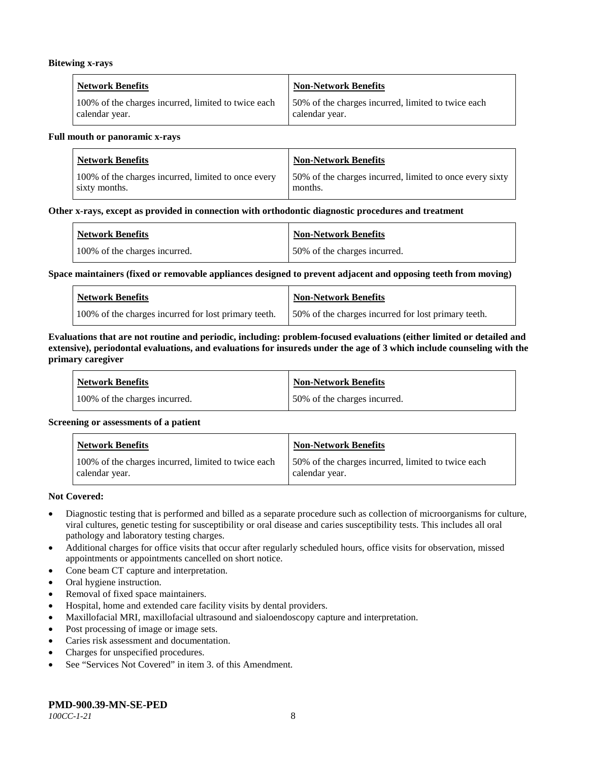**Bitewing x-rays**

| Network Benefits | Non-Network Benefits |
|---|---|
| 100% of the charges incurred, limited to twice each calendar year. | 50% of the charges incurred, limited to twice each calendar year. |

**Full mouth or panoramic x-rays**

| Network Benefits | Non-Network Benefits |
|---|---|
| 100% of the charges incurred, limited to once every sixty months. | 50% of the charges incurred, limited to once every sixty months. |

**Other x-rays, except as provided in connection with orthodontic diagnostic procedures and treatment**

| Network Benefits | Non-Network Benefits |
|---|---|
| 100% of the charges incurred. | 50% of the charges incurred. |

**Space maintainers (fixed or removable appliances designed to prevent adjacent and opposing teeth from moving)**

| Network Benefits | Non-Network Benefits |
|---|---|
| 100% of the charges incurred for lost primary teeth. | 50% of the charges incurred for lost primary teeth. |

**Evaluations that are not routine and periodic, including: problem-focused evaluations (either limited or detailed and extensive), periodontal evaluations, and evaluations for insureds under the age of 3 which include counseling with the primary caregiver**

| Network Benefits | Non-Network Benefits |
|---|---|
| 100% of the charges incurred. | 50% of the charges incurred. |

**Screening or assessments of a patient**

| Network Benefits | Non-Network Benefits |
|---|---|
| 100% of the charges incurred, limited to twice each calendar year. | 50% of the charges incurred, limited to twice each calendar year. |

**Not Covered:**

- Diagnostic testing that is performed and billed as a separate procedure such as collection of microorganisms for culture, viral cultures, genetic testing for susceptibility or oral disease and caries susceptibility tests. This includes all oral pathology and laboratory testing charges.
- Additional charges for office visits that occur after regularly scheduled hours, office visits for observation, missed appointments or appointments cancelled on short notice.
- Cone beam CT capture and interpretation.
- Oral hygiene instruction.
- Removal of fixed space maintainers.
- Hospital, home and extended care facility visits by dental providers.
- Maxillofacial MRI, maxillofacial ultrasound and sialoendoscopy capture and interpretation.
- Post processing of image or image sets.
- Caries risk assessment and documentation.
- Charges for unspecified procedures.
- See "Services Not Covered" in item 3. of this Amendment.

**PMD-900.39-MN-SE-PED**
*100CC-1-21*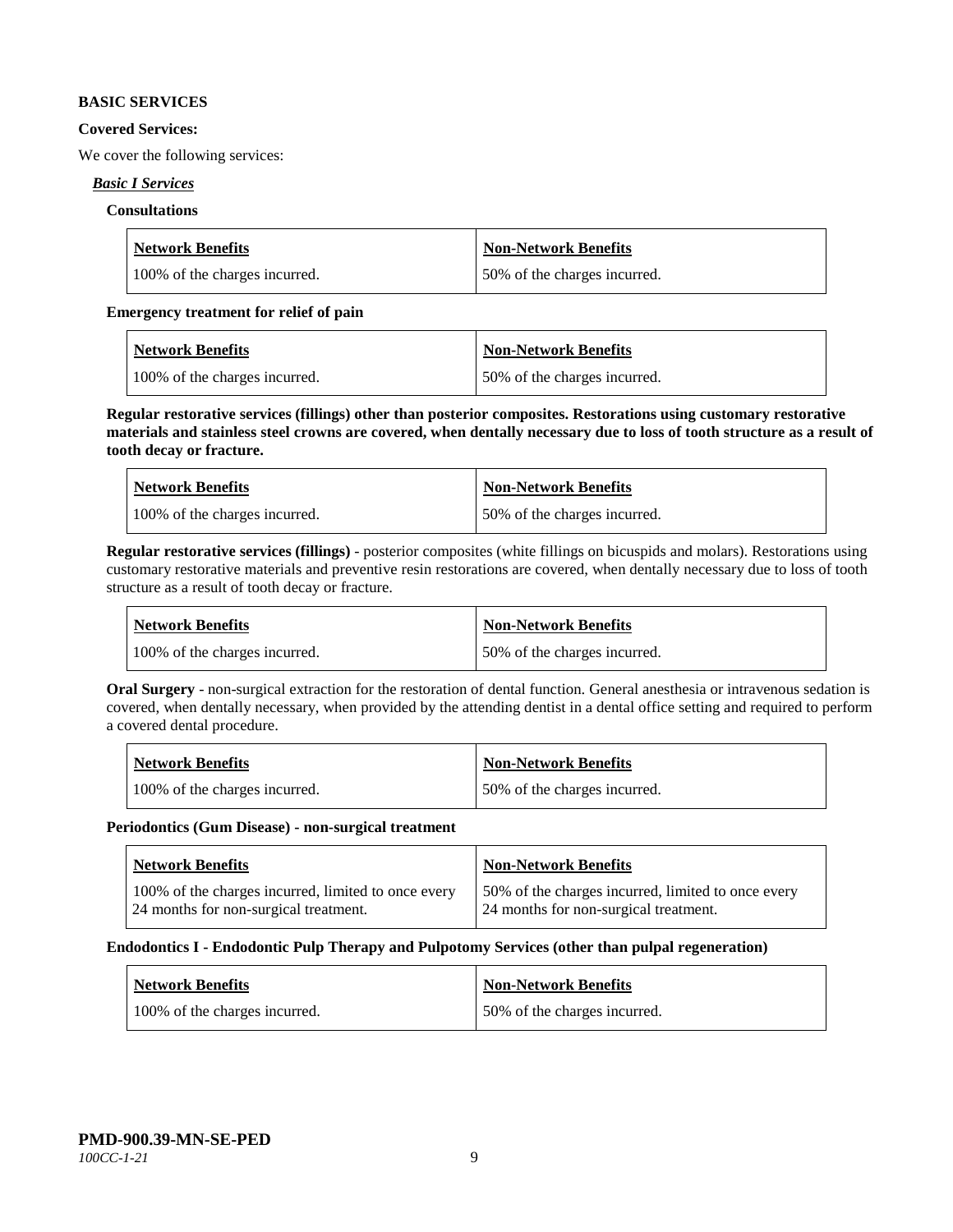**BASIC SERVICES**

**Covered Services:**

We cover the following services:

***Basic I Services***

**Consultations**

| Network Benefits | Non-Network Benefits |
|---|---|
| 100% of the charges incurred. | 50% of the charges incurred. |

**Emergency treatment for relief of pain**

| Network Benefits | Non-Network Benefits |
|---|---|
| 100% of the charges incurred. | 50% of the charges incurred. |

**Regular restorative services (fillings) other than posterior composites. Restorations using customary restorative materials and stainless steel crowns are covered, when dentally necessary due to loss of tooth structure as a result of tooth decay or fracture.**

| Network Benefits | Non-Network Benefits |
|---|---|
| 100% of the charges incurred. | 50% of the charges incurred. |

**Regular restorative services (fillings)** - posterior composites (white fillings on bicuspids and molars). Restorations using customary restorative materials and preventive resin restorations are covered, when dentally necessary due to loss of tooth structure as a result of tooth decay or fracture.

| Network Benefits | Non-Network Benefits |
|---|---|
| 100% of the charges incurred. | 50% of the charges incurred. |

**Oral Surgery** - non-surgical extraction for the restoration of dental function. General anesthesia or intravenous sedation is covered, when dentally necessary, when provided by the attending dentist in a dental office setting and required to perform a covered dental procedure.

| Network Benefits | Non-Network Benefits |
|---|---|
| 100% of the charges incurred. | 50% of the charges incurred. |

**Periodontics (Gum Disease) - non-surgical treatment**

| Network Benefits | Non-Network Benefits |
|---|---|
| 100% of the charges incurred, limited to once every 24 months for non-surgical treatment. | 50% of the charges incurred, limited to once every 24 months for non-surgical treatment. |

**Endodontics I - Endodontic Pulp Therapy and Pulpotomy Services (other than pulpal regeneration)**

| Network Benefits | Non-Network Benefits |
|---|---|
| 100% of the charges incurred. | 50% of the charges incurred. |

**PMD-900.39-MN-SE-PED**
*100CC-1-21*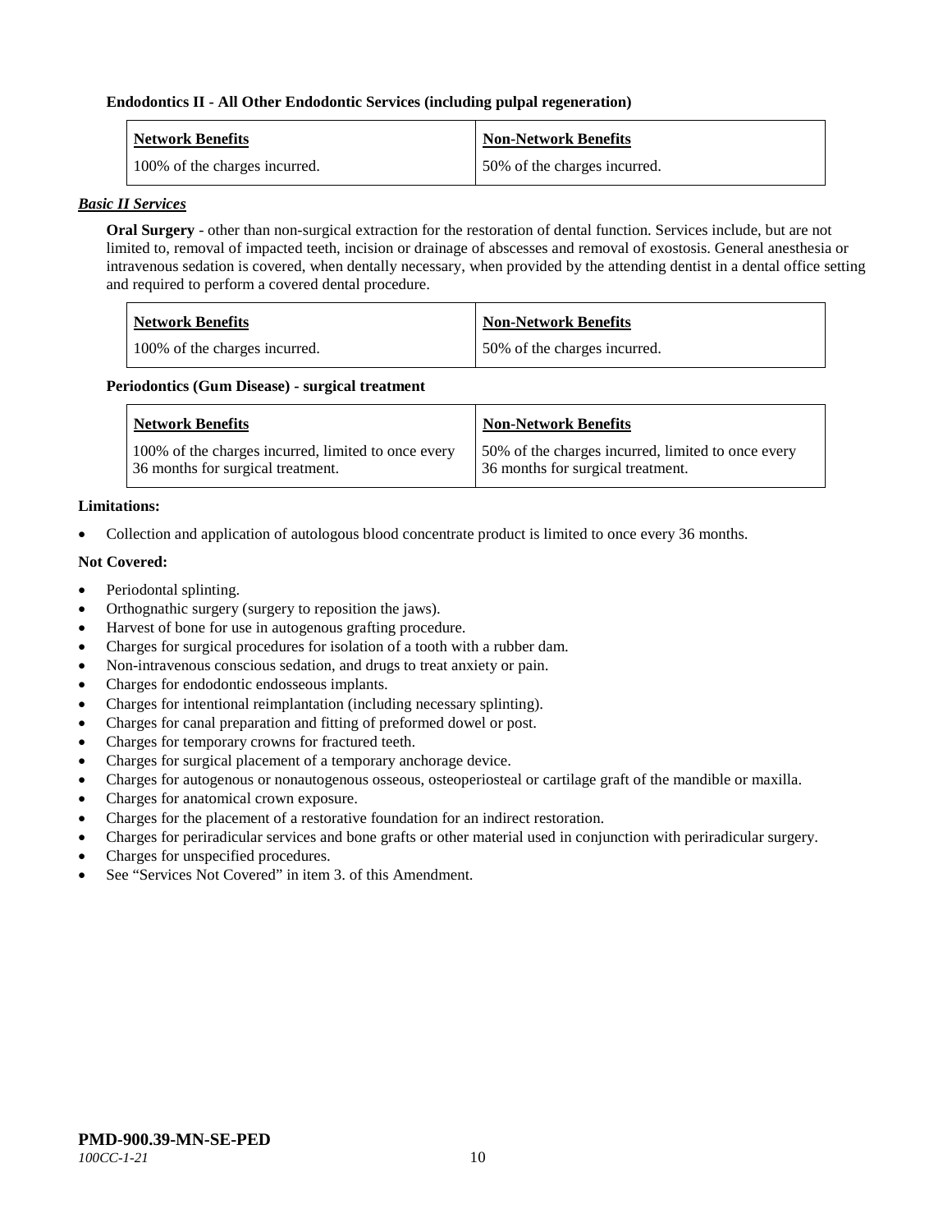**Endodontics II - All Other Endodontic Services (including pulpal regeneration)**

| Network Benefits | Non-Network Benefits |
|---|---|
| 100% of the charges incurred. | 50% of the charges incurred. |

***Basic II Services***

**Oral Surgery** - other than non-surgical extraction for the restoration of dental function. Services include, but are not limited to, removal of impacted teeth, incision or drainage of abscesses and removal of exostosis. General anesthesia or intravenous sedation is covered, when dentally necessary, when provided by the attending dentist in a dental office setting and required to perform a covered dental procedure.

| Network Benefits | Non-Network Benefits |
|---|---|
| 100% of the charges incurred. | 50% of the charges incurred. |

**Periodontics (Gum Disease) - surgical treatment**

| Network Benefits | Non-Network Benefits |
|---|---|
| 100% of the charges incurred, limited to once every 36 months for surgical treatment. | 50% of the charges incurred, limited to once every 36 months for surgical treatment. |

**Limitations:**

- Collection and application of autologous blood concentrate product is limited to once every 36 months.

**Not Covered:**

- Periodontal splinting.
- Orthognathic surgery (surgery to reposition the jaws).
- Harvest of bone for use in autogenous grafting procedure.
- Charges for surgical procedures for isolation of a tooth with a rubber dam.
- Non-intravenous conscious sedation, and drugs to treat anxiety or pain.
- Charges for endodontic endosseous implants.
- Charges for intentional reimplantation (including necessary splinting).
- Charges for canal preparation and fitting of preformed dowel or post.
- Charges for temporary crowns for fractured teeth.
- Charges for surgical placement of a temporary anchorage device.
- Charges for autogenous or nonautogenous osseous, osteoperiosteal or cartilage graft of the mandible or maxilla.
- Charges for anatomical crown exposure.
- Charges for the placement of a restorative foundation for an indirect restoration.
- Charges for periradicular services and bone grafts or other material used in conjunction with periradicular surgery.
- Charges for unspecified procedures.
- See "Services Not Covered" in item 3. of this Amendment.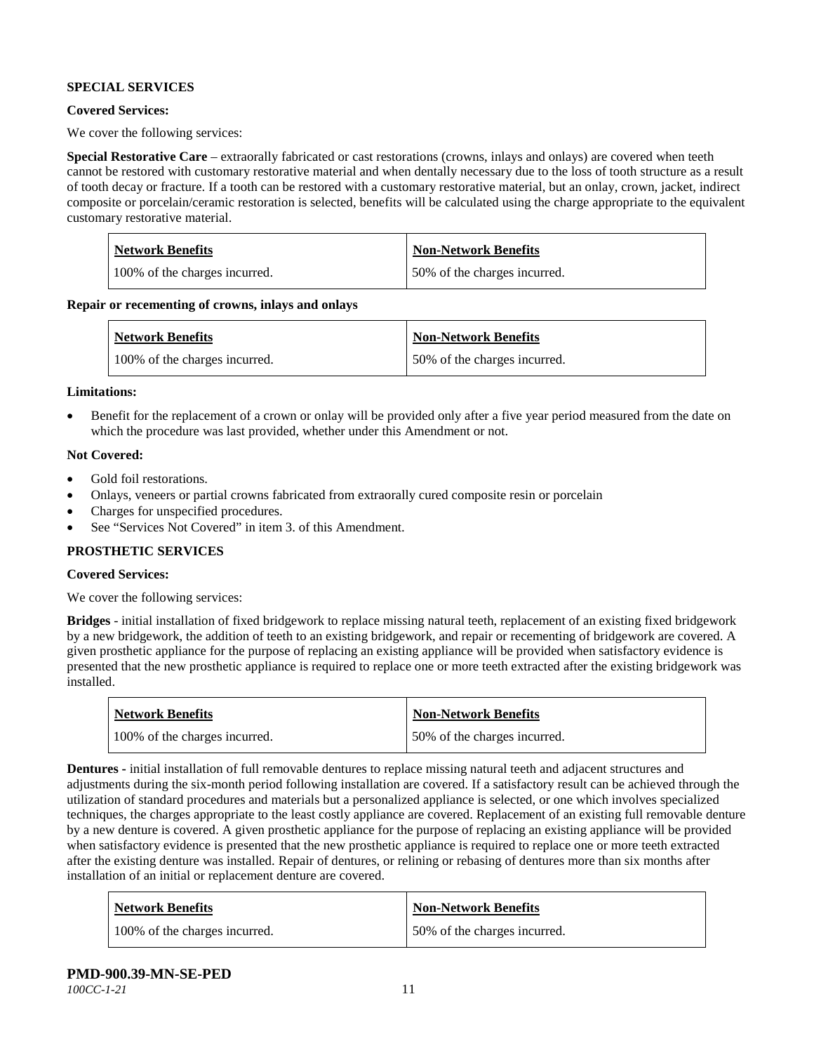**SPECIAL SERVICES**

**Covered Services:**

We cover the following services:

**Special Restorative Care** – extraorally fabricated or cast restorations (crowns, inlays and onlays) are covered when teeth cannot be restored with customary restorative material and when dentally necessary due to the loss of tooth structure as a result of tooth decay or fracture. If a tooth can be restored with a customary restorative material, but an onlay, crown, jacket, indirect composite or porcelain/ceramic restoration is selected, benefits will be calculated using the charge appropriate to the equivalent customary restorative material.

| Network Benefits | Non-Network Benefits |
|---|---|
| 100% of the charges incurred. | 50% of the charges incurred. |

**Repair or recementing of crowns, inlays and onlays**

| Network Benefits | Non-Network Benefits |
|---|---|
| 100% of the charges incurred. | 50% of the charges incurred. |

**Limitations:**

- Benefit for the replacement of a crown or onlay will be provided only after a five year period measured from the date on which the procedure was last provided, whether under this Amendment or not.

**Not Covered:**

- Gold foil restorations.
- Onlays, veneers or partial crowns fabricated from extraorally cured composite resin or porcelain
- Charges for unspecified procedures.
- See "Services Not Covered" in item 3. of this Amendment.

**PROSTHETIC SERVICES**

**Covered Services:**

We cover the following services:

**Bridges** - initial installation of fixed bridgework to replace missing natural teeth, replacement of an existing fixed bridgework by a new bridgework, the addition of teeth to an existing bridgework, and repair or recementing of bridgework are covered. A given prosthetic appliance for the purpose of replacing an existing appliance will be provided when satisfactory evidence is presented that the new prosthetic appliance is required to replace one or more teeth extracted after the existing bridgework was installed.

| Network Benefits | Non-Network Benefits |
|---|---|
| 100% of the charges incurred. | 50% of the charges incurred. |

**Dentures -** initial installation of full removable dentures to replace missing natural teeth and adjacent structures and adjustments during the six-month period following installation are covered. If a satisfactory result can be achieved through the utilization of standard procedures and materials but a personalized appliance is selected, or one which involves specialized techniques, the charges appropriate to the least costly appliance are covered. Replacement of an existing full removable denture by a new denture is covered. A given prosthetic appliance for the purpose of replacing an existing appliance will be provided when satisfactory evidence is presented that the new prosthetic appliance is required to replace one or more teeth extracted after the existing denture was installed. Repair of dentures, or relining or rebasing of dentures more than six months after installation of an initial or replacement denture are covered.

| Network Benefits | Non-Network Benefits |
|---|---|
| 100% of the charges incurred. | 50% of the charges incurred. |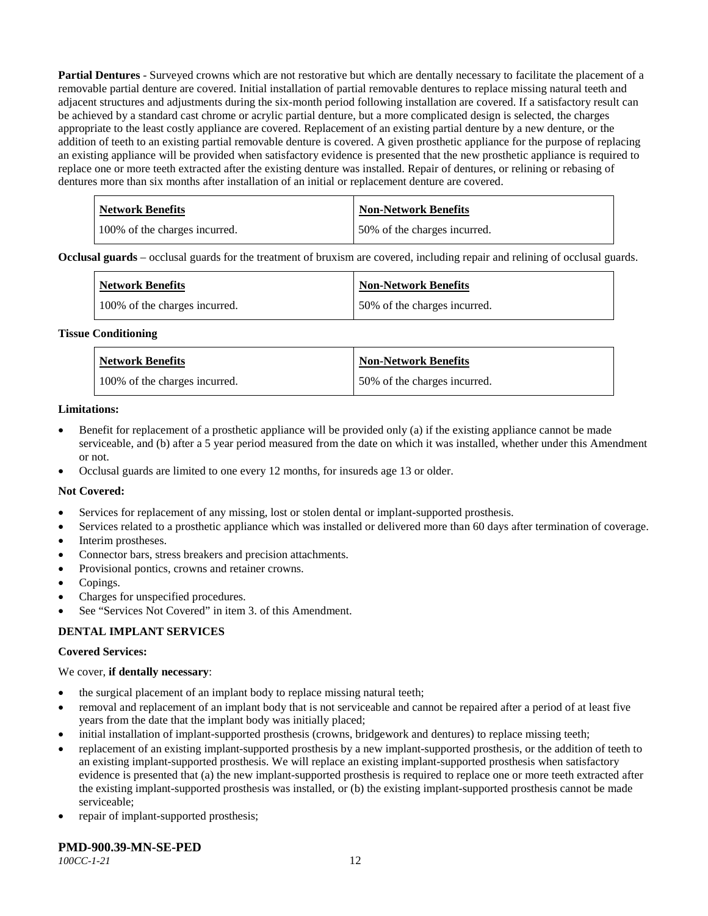**Partial Dentures** - Surveyed crowns which are not restorative but which are dentally necessary to facilitate the placement of a removable partial denture are covered. Initial installation of partial removable dentures to replace missing natural teeth and adjacent structures and adjustments during the six-month period following installation are covered. If a satisfactory result can be achieved by a standard cast chrome or acrylic partial denture, but a more complicated design is selected, the charges appropriate to the least costly appliance are covered. Replacement of an existing partial denture by a new denture, or the addition of teeth to an existing partial removable denture is covered. A given prosthetic appliance for the purpose of replacing an existing appliance will be provided when satisfactory evidence is presented that the new prosthetic appliance is required to replace one or more teeth extracted after the existing denture was installed. Repair of dentures, or relining or rebasing of dentures more than six months after installation of an initial or replacement denture are covered.

| Network Benefits | Non-Network Benefits |
|---|---|
| 100% of the charges incurred. | 50% of the charges incurred. |

**Occlusal guards** – occlusal guards for the treatment of bruxism are covered, including repair and relining of occlusal guards.

| Network Benefits | Non-Network Benefits |
|---|---|
| 100% of the charges incurred. | 50% of the charges incurred. |

**Tissue Conditioning**

| Network Benefits | Non-Network Benefits |
|---|---|
| 100% of the charges incurred. | 50% of the charges incurred. |

**Limitations:**

- Benefit for replacement of a prosthetic appliance will be provided only (a) if the existing appliance cannot be made serviceable, and (b) after a 5 year period measured from the date on which it was installed, whether under this Amendment or not.
- Occlusal guards are limited to one every 12 months, for insureds age 13 or older.

**Not Covered:**

- Services for replacement of any missing, lost or stolen dental or implant-supported prosthesis.
- Services related to a prosthetic appliance which was installed or delivered more than 60 days after termination of coverage.
- Interim prostheses.
- Connector bars, stress breakers and precision attachments.
- Provisional pontics, crowns and retainer crowns.
- Copings.
- Charges for unspecified procedures.
- See "Services Not Covered" in item 3. of this Amendment.

**DENTAL IMPLANT SERVICES**

**Covered Services:**

We cover, **if dentally necessary**:

- the surgical placement of an implant body to replace missing natural teeth;
- removal and replacement of an implant body that is not serviceable and cannot be repaired after a period of at least five years from the date that the implant body was initially placed;
- initial installation of implant-supported prosthesis (crowns, bridgework and dentures) to replace missing teeth;
- replacement of an existing implant-supported prosthesis by a new implant-supported prosthesis, or the addition of teeth to an existing implant-supported prosthesis. We will replace an existing implant-supported prosthesis when satisfactory evidence is presented that (a) the new implant-supported prosthesis is required to replace one or more teeth extracted after the existing implant-supported prosthesis was installed, or (b) the existing implant-supported prosthesis cannot be made serviceable;
- repair of implant-supported prosthesis;

**PMD-900.39-MN-SE-PED**
*100CC-1-21*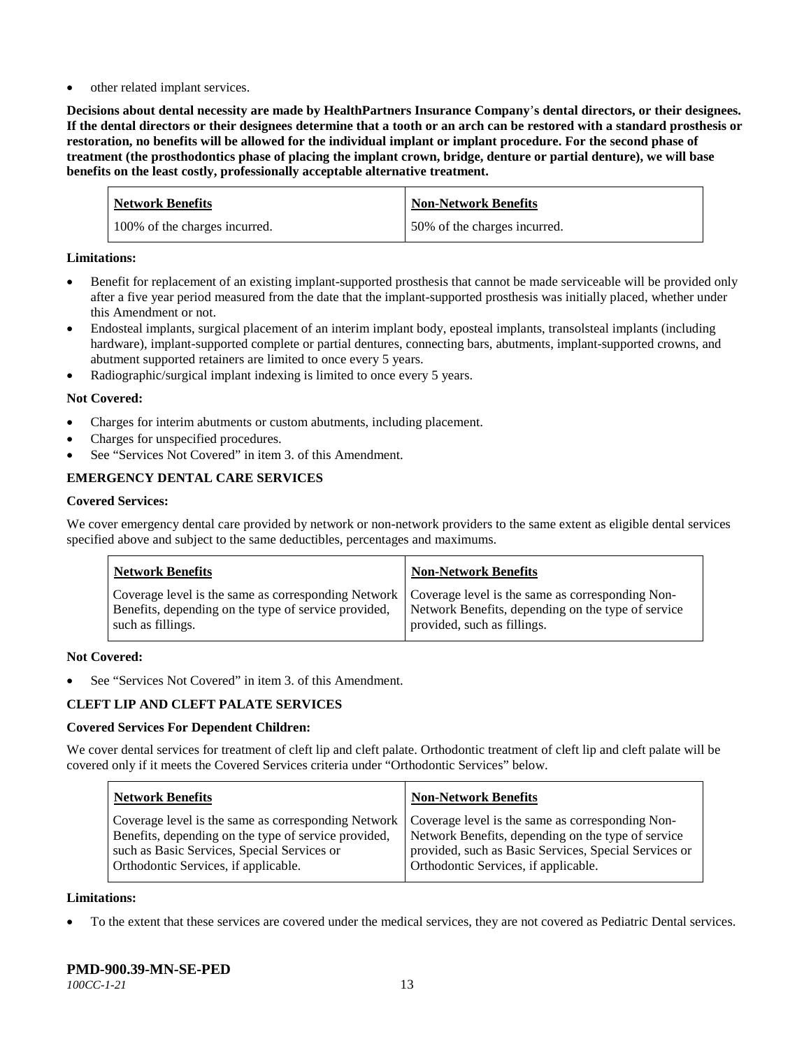- other related implant services.

**Decisions about dental necessity are made by HealthPartners Insurance Company's dental directors, or their designees. If the dental directors or their designees determine that a tooth or an arch can be restored with a standard prosthesis or restoration, no benefits will be allowed for the individual implant or implant procedure. For the second phase of treatment (the prosthodontics phase of placing the implant crown, bridge, denture or partial denture), we will base benefits on the least costly, professionally acceptable alternative treatment.**

| Network Benefits | Non-Network Benefits |
|---|---|
| 100% of the charges incurred. | 50% of the charges incurred. |

**Limitations:**

- Benefit for replacement of an existing implant-supported prosthesis that cannot be made serviceable will be provided only after a five year period measured from the date that the implant-supported prosthesis was initially placed, whether under this Amendment or not.
- Endosteal implants, surgical placement of an interim implant body, eposteal implants, transolsteal implants (including hardware), implant-supported complete or partial dentures, connecting bars, abutments, implant-supported crowns, and abutment supported retainers are limited to once every 5 years.
- Radiographic/surgical implant indexing is limited to once every 5 years.

**Not Covered:**

- Charges for interim abutments or custom abutments, including placement.
- Charges for unspecified procedures.
- See "Services Not Covered" in item 3. of this Amendment.

**EMERGENCY DENTAL CARE SERVICES**

**Covered Services:**

We cover emergency dental care provided by network or non-network providers to the same extent as eligible dental services specified above and subject to the same deductibles, percentages and maximums.

| Network Benefits | Non-Network Benefits |
|---|---|
| Coverage level is the same as corresponding Network Benefits, depending on the type of service provided, such as fillings. | Coverage level is the same as corresponding Non-Network Benefits, depending on the type of service provided, such as fillings. |

**Not Covered:**

- See "Services Not Covered" in item 3. of this Amendment.

**CLEFT LIP AND CLEFT PALATE SERVICES**

**Covered Services For Dependent Children:**

We cover dental services for treatment of cleft lip and cleft palate. Orthodontic treatment of cleft lip and cleft palate will be covered only if it meets the Covered Services criteria under "Orthodontic Services" below.

| Network Benefits | Non-Network Benefits |
|---|---|
| Coverage level is the same as corresponding Network Benefits, depending on the type of service provided, such as Basic Services, Special Services or Orthodontic Services, if applicable. | Coverage level is the same as corresponding Non-Network Benefits, depending on the type of service provided, such as Basic Services, Special Services or Orthodontic Services, if applicable. |

**Limitations:**

- To the extent that these services are covered under the medical services, they are not covered as Pediatric Dental services.

**PMD-900.39-MN-SE-PED**
*100CC-1-21*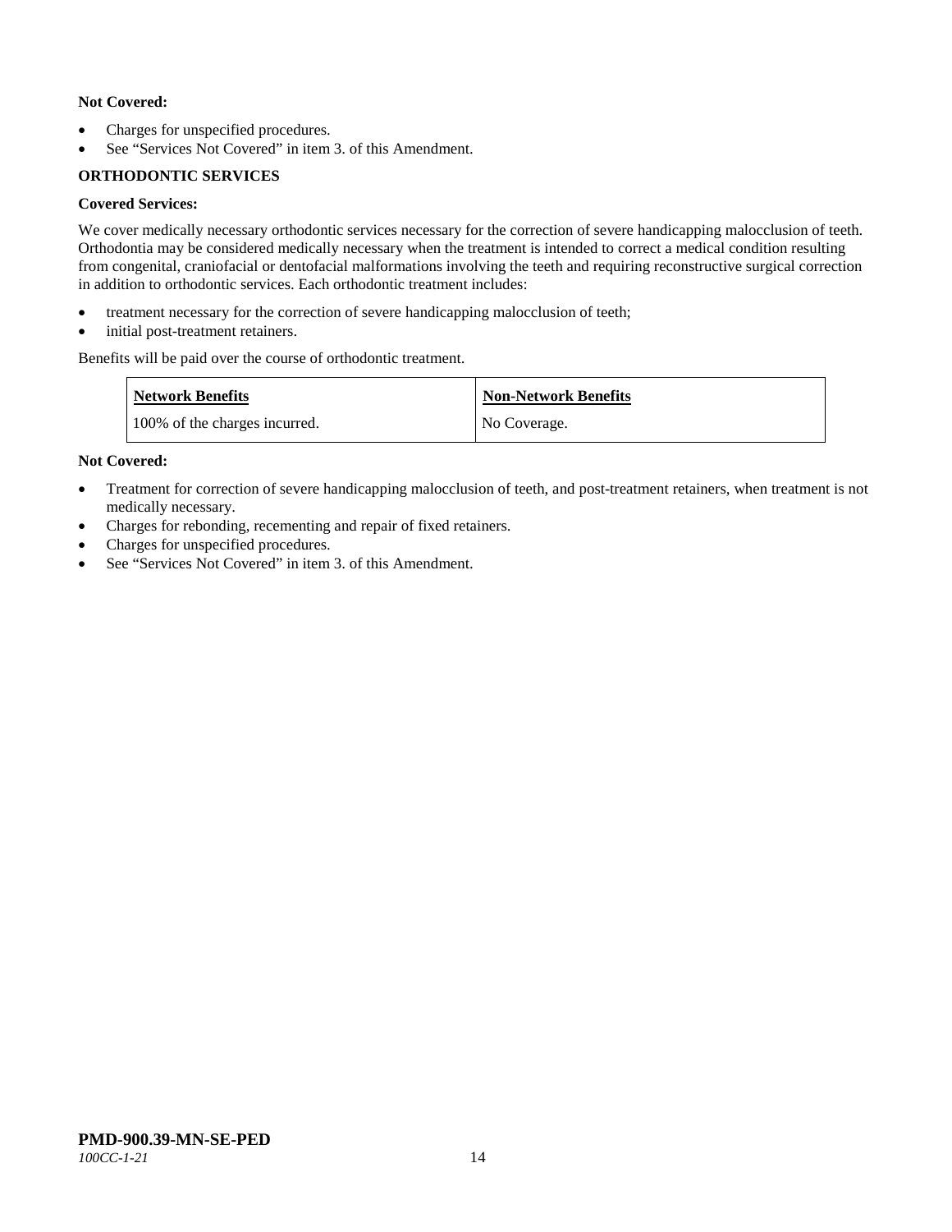**Not Covered:**

- Charges for unspecified procedures.
- See "Services Not Covered" in item 3. of this Amendment.

**ORTHODONTIC SERVICES**

**Covered Services:**

We cover medically necessary orthodontic services necessary for the correction of severe handicapping malocclusion of teeth. Orthodontia may be considered medically necessary when the treatment is intended to correct a medical condition resulting from congenital, craniofacial or dentofacial malformations involving the teeth and requiring reconstructive surgical correction in addition to orthodontic services. Each orthodontic treatment includes:

- treatment necessary for the correction of severe handicapping malocclusion of teeth;
- initial post-treatment retainers.

Benefits will be paid over the course of orthodontic treatment.

| Network Benefits | Non-Network Benefits |
|---|---|
| 100% of the charges incurred. | No Coverage. |

**Not Covered:**

- Treatment for correction of severe handicapping malocclusion of teeth, and post-treatment retainers, when treatment is not medically necessary.
- Charges for rebonding, recementing and repair of fixed retainers.
- Charges for unspecified procedures.
- See "Services Not Covered" in item 3. of this Amendment.

**PMD-900.39-MN-SE-PED**
*100CC-1-21*